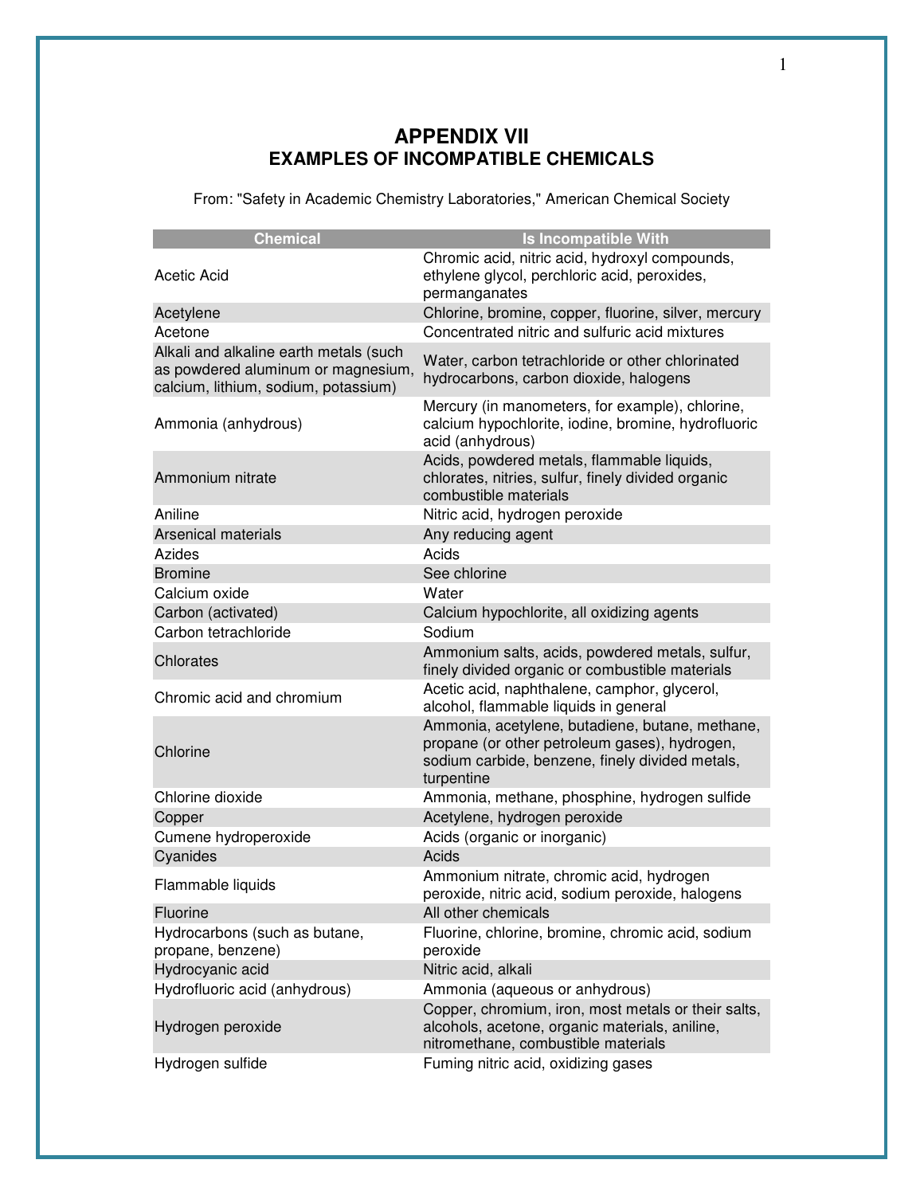# APPENDIX VII
## EXAMPLES OF INCOMPATIBLE CHEMICALS

From: "Safety in Academic Chemistry Laboratories," American Chemical Society

| Chemical | Is Incompatible With |
|---|---|
| Acetic Acid | Chromic acid, nitric acid, hydroxyl compounds, ethylene glycol, perchloric acid, peroxides, permanganates |
| Acetylene | Chlorine, bromine, copper, fluorine, silver, mercury |
| Acetone | Concentrated nitric and sulfuric acid mixtures |
| Alkali and alkaline earth metals (such as powdered aluminum or magnesium, calcium, lithium, sodium, potassium) | Water, carbon tetrachloride or other chlorinated hydrocarbons, carbon dioxide, halogens |
| Ammonia (anhydrous) | Mercury (in manometers, for example), chlorine, calcium hypochlorite, iodine, bromine, hydrofluoric acid (anhydrous) |
| Ammonium nitrate | Acids, powdered metals, flammable liquids, chlorates, nitries, sulfur, finely divided organic combustible materials |
| Aniline | Nitric acid, hydrogen peroxide |
| Arsenical materials | Any reducing agent |
| Azides | Acids |
| Bromine | See chlorine |
| Calcium oxide | Water |
| Carbon (activated) | Calcium hypochlorite, all oxidizing agents |
| Carbon tetrachloride | Sodium |
| Chlorates | Ammonium salts, acids, powdered metals, sulfur, finely divided organic or combustible materials |
| Chromic acid and chromium | Acetic acid, naphthalene, camphor, glycerol, alcohol, flammable liquids in general |
| Chlorine | Ammonia, acetylene, butadiene, butane, methane, propane (or other petroleum gases), hydrogen, sodium carbide, benzene, finely divided metals, turpentine |
| Chlorine dioxide | Ammonia, methane, phosphine, hydrogen sulfide |
| Copper | Acetylene, hydrogen peroxide |
| Cumene hydroperoxide | Acids (organic or inorganic) |
| Cyanides | Acids |
| Flammable liquids | Ammonium nitrate, chromic acid, hydrogen peroxide, nitric acid, sodium peroxide, halogens |
| Fluorine | All other chemicals |
| Hydrocarbons (such as butane, propane, benzene) | Fluorine, chlorine, bromine, chromic acid, sodium peroxide |
| Hydrocyanic acid | Nitric acid, alkali |
| Hydrofluoric acid (anhydrous) | Ammonia (aqueous or anhydrous) |
| Hydrogen peroxide | Copper, chromium, iron, most metals or their salts, alcohols, acetone, organic materials, aniline, nitromethane, combustible materials |
| Hydrogen sulfide | Fuming nitric acid, oxidizing gases |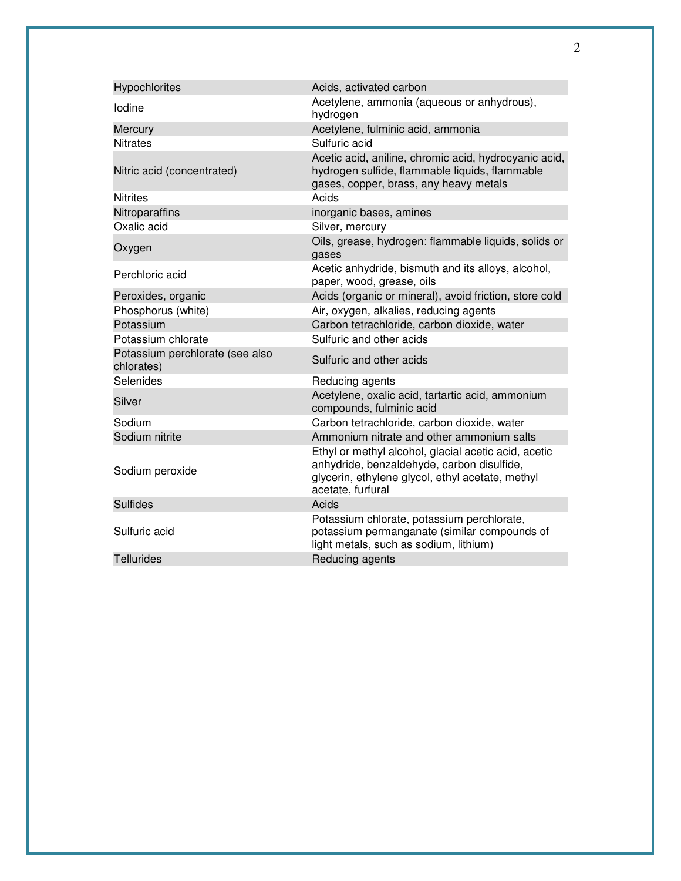| | |
|---|---|
| Hypochlorites | Acids, activated carbon |
| Iodine | Acetylene, ammonia (aqueous or anhydrous), hydrogen |
| Mercury | Acetylene, fulminic acid, ammonia |
| Nitrates | Sulfuric acid |
| Nitric acid (concentrated) | Acetic acid, aniline, chromic acid, hydrocyanic acid, hydrogen sulfide, flammable liquids, flammable gases, copper, brass, any heavy metals |
| Nitrites | Acids |
| Nitroparaffins | inorganic bases, amines |
| Oxalic acid | Silver, mercury |
| Oxygen | Oils, grease, hydrogen: flammable liquids, solids or gases |
| Perchloric acid | Acetic anhydride, bismuth and its alloys, alcohol, paper, wood, grease, oils |
| Peroxides, organic | Acids (organic or mineral), avoid friction, store cold |
| Phosphorus (white) | Air, oxygen, alkalies, reducing agents |
| Potassium | Carbon tetrachloride, carbon dioxide, water |
| Potassium chlorate | Sulfuric and other acids |
| Potassium perchlorate (see also chlorates) | Sulfuric and other acids |
| Selenides | Reducing agents |
| Silver | Acetylene, oxalic acid, tartartic acid, ammonium compounds, fulminic acid |
| Sodium | Carbon tetrachloride, carbon dioxide, water |
| Sodium nitrite | Ammonium nitrate and other ammonium salts |
| Sodium peroxide | Ethyl or methyl alcohol, glacial acetic acid, acetic anhydride, benzaldehyde, carbon disulfide, glycerin, ethylene glycol, ethyl acetate, methyl acetate, furfural |
| Sulfides | Acids |
| Sulfuric acid | Potassium chlorate, potassium perchlorate, potassium permanganate (similar compounds of light metals, such as sodium, lithium) |
| Tellurides | Reducing agents |